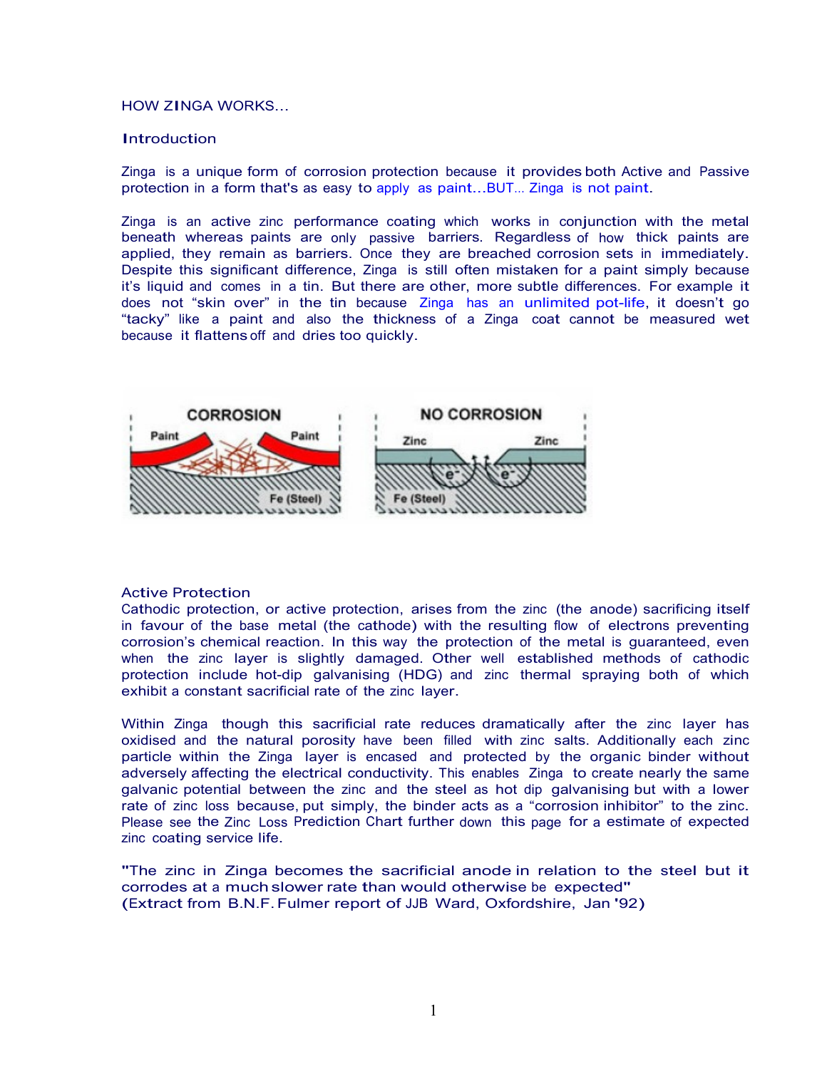HOW ZINGA WORKS...

## Introduction

Zinga is a unique form of corrosion protection because it provides both Active and Passive protection in a form that's as easy to apply as paint...BUT... Zinga is not paint.

Zinga is an active zinc performance coating which works in conjunction with the metal beneath whereas paints are only passive barriers. Regardless of how thick paints are applied, they remain as barriers. Once they are breached corrosion sets in immediately. Despite this significant difference, Zinga is still often mistaken for a paint simply because it's liquid and comes in a tin. But there are other, more subtle differences. For example it does not "skin over" in the tin because Zinga has an unlimited pot-life, it doesn't go "tacky" like a paint and also the thickness of a Zinga coat cannot be measured wet because it flattens off and dries too quickly.

## Active Protection

Cathodic protection, or active protection, arises from the zinc (the anode) sacrificing itself in favour of the base metal (the cathode) with the resulting flow of electrons preventing corrosion's chemical reaction. In this way the protection of the metal is guaranteed, even when the zinc layer is slightly damaged. Other well established methods of cathodic protection include hot-dip galvanising (HDG) and zinc thermal spraying both of which exhibit a constant sacrificial rate of the zinc layer.

Within Zinga though this sacrificial rate reduces dramatically after the zinc layer has oxidised and the natural porosity have been filled with zinc salts. Additionally each zinc particle within the Zinga layer is encased and protected by the organic binder without adversely affecting the electrical conductivity. This enables Zinga to create nearly the same galvanic potential between the zinc and the steel as hot dip galvanising but with a lower rate of zinc loss because, put simply, the binder acts as a "corrosion inhibitor" to the zinc. Please see the Zinc Loss Prediction Chart further down this page for a estimate of expected zinc coating service life.

"The zinc in Zinga becomes the sacrificial anode in relation to the steel but it corrodes at a much slower rate than would otherwise be expected"
(Extract from B.N.F. Fulmer report of JJB Ward, Oxfordshire, Jan '92)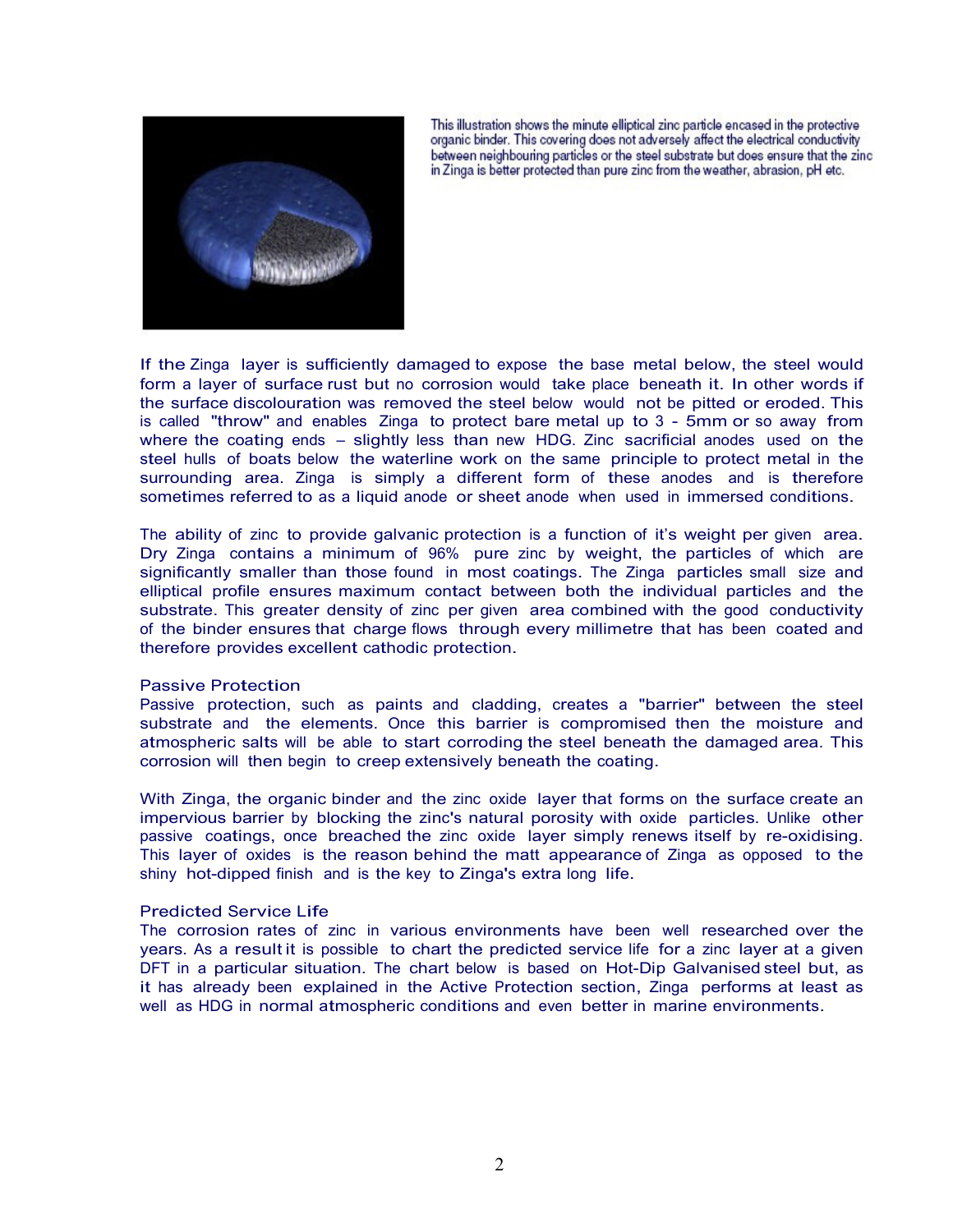This illustration shows the minute elliptical zinc particle encased in the protective organic binder. This covering does not adversely affect the electrical conductivity between neighbouring particles or the steel substrate but does ensure that the zinc in Zinga is better protected than pure zinc from the weather, abrasion, pH etc.

If the Zinga layer is sufficiently damaged to expose the base metal below, the steel would form a layer of surface rust but no corrosion would take place beneath it. In other words if the surface discolouration was removed the steel below would not be pitted or eroded. This is called "throw" and enables Zinga to protect bare metal up to 3 - 5mm or so away from where the coating ends – slightly less than new HDG. Zinc sacrificial anodes used on the steel hulls of boats below the waterline work on the same principle to protect metal in the surrounding area. Zinga is simply a different form of these anodes and is therefore sometimes referred to as a liquid anode or sheet anode when used in immersed conditions.

The ability of zinc to provide galvanic protection is a function of it's weight per given area. Dry Zinga contains a minimum of 96% pure zinc by weight, the particles of which are significantly smaller than those found in most coatings. The Zinga particles small size and elliptical profile ensures maximum contact between both the individual particles and the substrate. This greater density of zinc per given area combined with the good conductivity of the binder ensures that charge flows through every millimetre that has been coated and therefore provides excellent cathodic protection.

## Passive Protection

Passive protection, such as paints and cladding, creates a "barrier" between the steel substrate and the elements. Once this barrier is compromised then the moisture and atmospheric salts will be able to start corroding the steel beneath the damaged area. This corrosion will then begin to creep extensively beneath the coating.

With Zinga, the organic binder and the zinc oxide layer that forms on the surface create an impervious barrier by blocking the zinc's natural porosity with oxide particles. Unlike other passive coatings, once breached the zinc oxide layer simply renews itself by re-oxidising. This layer of oxides is the reason behind the matt appearance of Zinga as opposed to the shiny hot-dipped finish and is the key to Zinga's extra long life.

## Predicted Service Life

The corrosion rates of zinc in various environments have been well researched over the years. As a result it is possible to chart the predicted service life for a zinc layer at a given DFT in a particular situation. The chart below is based on Hot-Dip Galvanised steel but, as it has already been explained in the Active Protection section, Zinga performs at least as well as HDG in normal atmospheric conditions and even better in marine environments.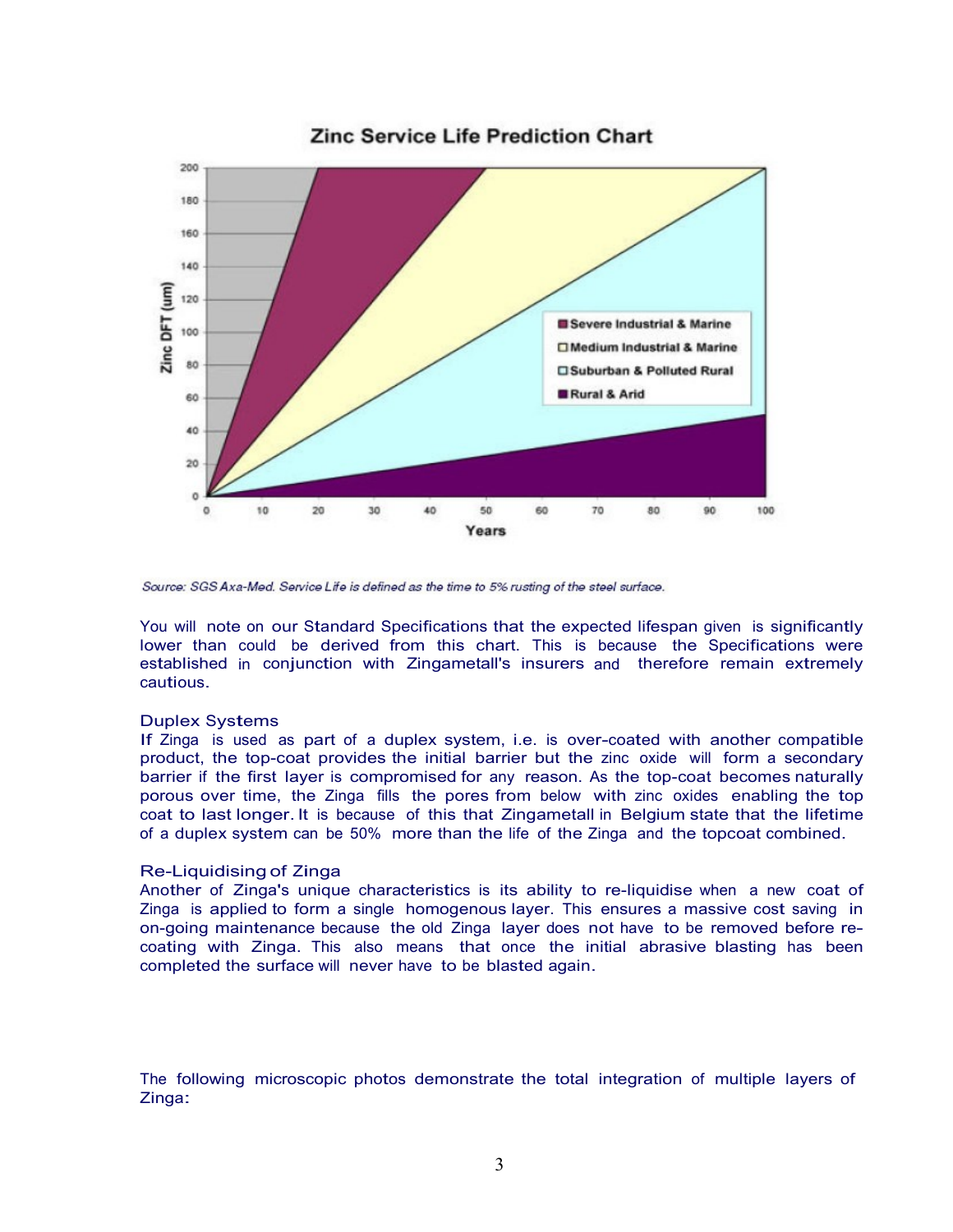Source: SGS Axa-Med. Service Life is defined as the time to 5% rusting of the steel surface.

You will note on our Standard Specifications that the expected lifespan given is significantly lower than could be derived from this chart. This is because the Specifications were established in conjunction with Zingametall's insurers and therefore remain extremely cautious.

## Duplex Systems

If Zinga is used as part of a duplex system, i.e. is over-coated with another compatible product, the top-coat provides the initial barrier but the zinc oxide will form a secondary barrier if the first layer is compromised for any reason. As the top-coat becomes naturally porous over time, the Zinga fills the pores from below with zinc oxides enabling the top coat to last longer. It is because of this that Zingametall in Belgium state that the lifetime of a duplex system can be 50% more than the life of the Zinga and the topcoat combined.

## Re-Liquidising of Zinga

Another of Zinga's unique characteristics is its ability to re-liquidise when a new coat of Zinga is applied to form a single homogenous layer. This ensures a massive cost saving in on-going maintenance because the old Zinga layer does not have to be removed before re-coating with Zinga. This also means that once the initial abrasive blasting has been completed the surface will never have to be blasted again.

The following microscopic photos demonstrate the total integration of multiple layers of Zinga: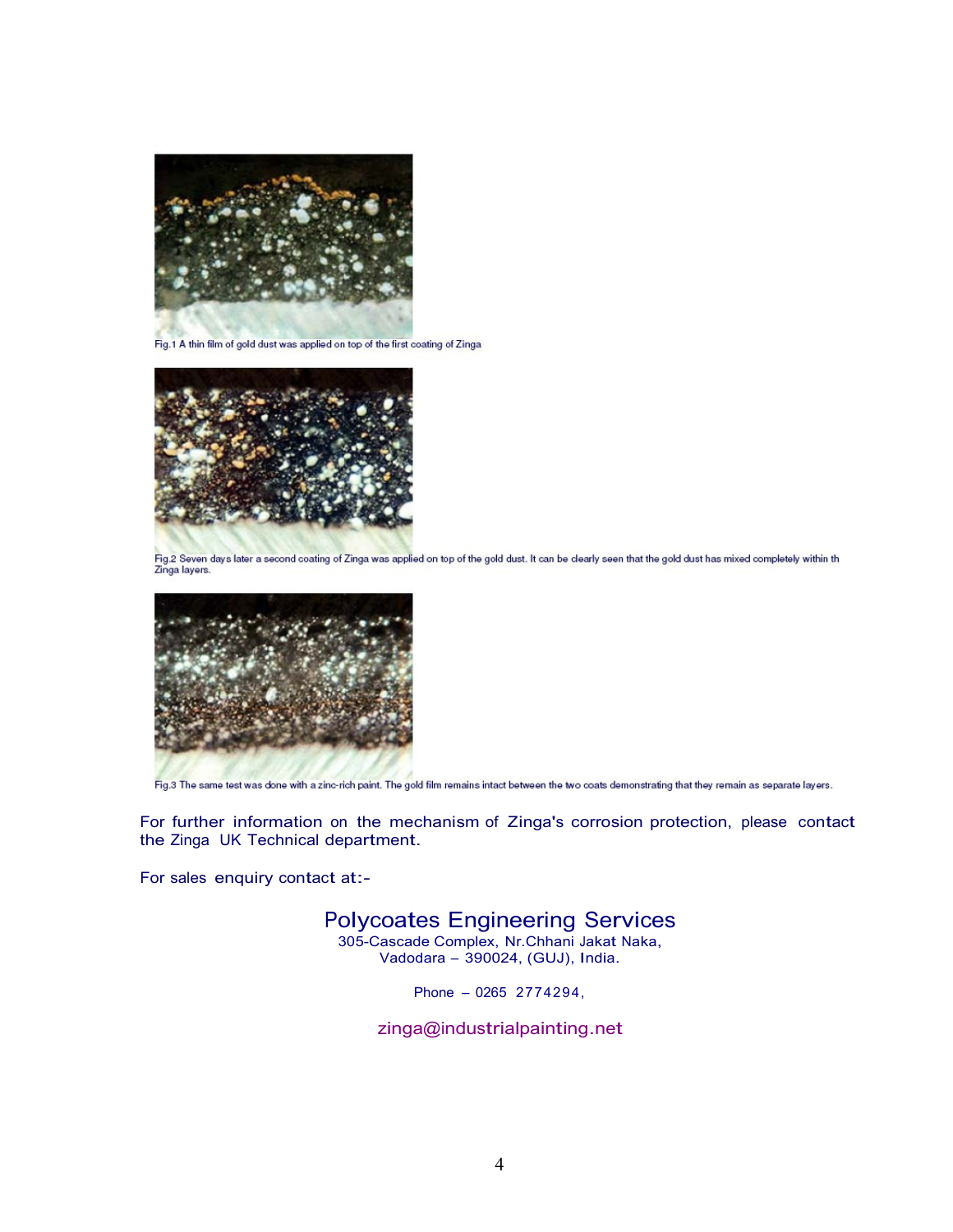Fig.1 A thin film of gold dust was applied on top of the first coating of Zinga

Fig.2 Seven days later a second coating of Zinga was applied on top of the gold dust. It can be clearly seen that the gold dust has mixed completely within th Zinga layers.

Fig.3 The same test was done with a zinc-rich paint. The gold film remains intact between the two coats demonstrating that they remain as separate layers.

For further information on the mechanism of Zinga's corrosion protection, please contact the Zinga UK Technical department.

For sales enquiry contact at:-

## Polycoates Engineering Services

305-Cascade Complex, Nr.Chhani Jakat Naka,
Vadodara – 390024, (GUJ), India.

Phone – 0265 2774294,

zinga@industrialpainting.net